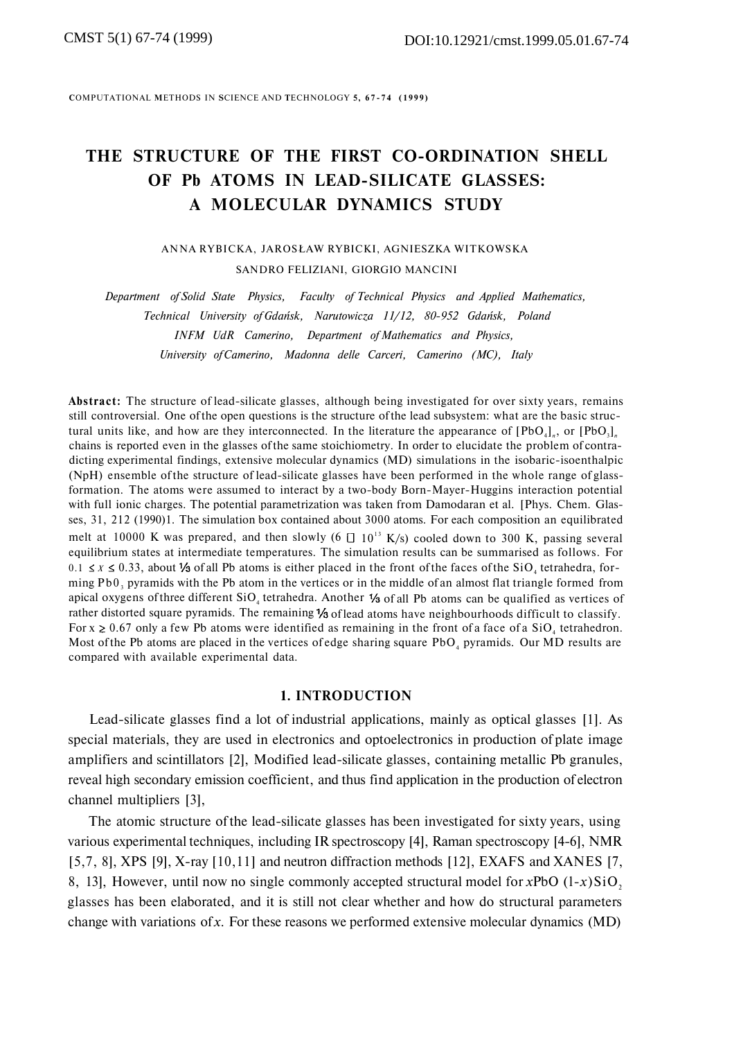# THE STRUCTURE OF THE FIRST CO-ORDINATION SHELL OF Pb ATOMS IN LEAD-SILICATE GLASSES: A MOLECULAR DYNAMICS STUDY

ANNA RYBICKA, JAROSŁAW RYBICKI, AGNIESZKA WITKOWSKA

SANDRO FELIZIANI, GIORGIO MANCINI

*Department of Solid State Physics, Faculty of Technical Physics and Applied Mathematics, Technical University of Gdańsk, Narutowicza 11/12, 80-952 Gdańsk, Poland*

*INFM UdR Camerino, Department of Mathematics and Physics, University of Camerino, Madonna delle Carceri, Camerino (MC), Italy*

**Abstract:** The structure of lead-silicate glasses, although being investigated for over sixty years, remains still controversial. One of the open questions is the structure of the lead subsystem: what are the basic structural units like, and how are they interconnected. In the literature the appearance of $[PbO_4]_n$, or $[PbO_3]_n$ chains is reported even in the glasses of the same stoichiometry. In order to elucidate the problem of contradicting experimental findings, extensive molecular dynamics (MD) simulations in the isobaric-isoenthalpic (NpH) ensemble of the structure of lead-silicate glasses have been performed in the whole range of glass-formation. The atoms were assumed to interact by a two-body Born-Mayer-Huggins interaction potential with full ionic charges. The potential parametrization was taken from Damodaran et al. [Phys. Chem. Glasses, 31, 212 (1990)]. The simulation box contained about 3000 atoms. For each composition an equilibrated melt at 10000 K was prepared, and then slowly ($6 \cdot 10^{13}$ K/s) cooled down to 300 K, passing several equilibrium states at intermediate temperatures. The simulation results can be summarised as follows. For $0.1 \leq x \leq 0.33$, about ⅓ of all Pb atoms is either placed in the front of the faces of the $SiO_4$ tetrahedra, forming $PbO_3$ pyramids with the Pb atom in the vertices or in the middle of an almost flat triangle formed from apical oxygens of three different $SiO_4$ tetrahedra. Another ⅓ of all Pb atoms can be qualified as vertices of rather distorted square pyramids. The remaining ⅓ of lead atoms have neighbourhoods difficult to classify. For $x \geq 0.67$ only a few Pb atoms were identified as remaining in the front of a face of a $SiO_4$ tetrahedron. Most of the Pb atoms are placed in the vertices of edge sharing square $PbO_4$ pyramids. Our MD results are compared with available experimental data.

## 1. INTRODUCTION

Lead-silicate glasses find a lot of industrial applications, mainly as optical glasses [1]. As special materials, they are used in electronics and optoelectronics in production of plate image amplifiers and scintillators [2], Modified lead-silicate glasses, containing metallic Pb granules, reveal high secondary emission coefficient, and thus find application in the production of electron channel multipliers [3],

The atomic structure of the lead-silicate glasses has been investigated for sixty years, using various experimental techniques, including IR spectroscopy [4], Raman spectroscopy [4-6], NMR [5,7, 8], XPS [9], X-ray [10,11] and neutron diffraction methods [12], EXAFS and XANES [7, 8, 13], However, until now no single commonly accepted structural model for $x$PbO $(1-x)SiO_2$ glasses has been elaborated, and it is still not clear whether and how do structural parameters change with variations of $x$. For these reasons we performed extensive molecular dynamics (MD)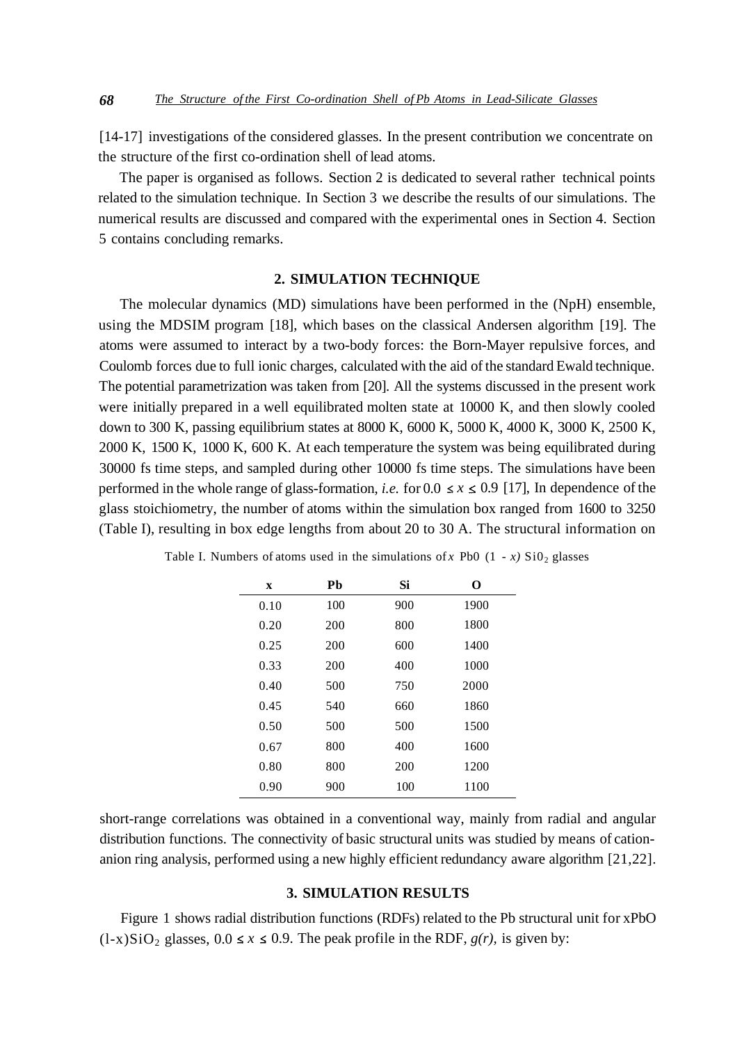[14-17] investigations of the considered glasses. In the present contribution we concentrate on the structure of the first co-ordination shell of lead atoms.

The paper is organised as follows. Section 2 is dedicated to several rather technical points related to the simulation technique. In Section 3 we describe the results of our simulations. The numerical results are discussed and compared with the experimental ones in Section 4. Section 5 contains concluding remarks.

## 2. SIMULATION TECHNIQUE

The molecular dynamics (MD) simulations have been performed in the (NpH) ensemble, using the MDSIM program [18], which bases on the classical Andersen algorithm [19]. The atoms were assumed to interact by a two-body forces: the Born-Mayer repulsive forces, and Coulomb forces due to full ionic charges, calculated with the aid of the standard Ewald technique. The potential parametrization was taken from [20]. All the systems discussed in the present work were initially prepared in a well equilibrated molten state at 10000 K, and then slowly cooled down to 300 K, passing equilibrium states at 8000 K, 6000 K, 5000 K, 4000 K, 3000 K, 2500 K, 2000 K, 1500 K, 1000 K, 600 K. At each temperature the system was being equilibrated during 30000 fs time steps, and sampled during other 10000 fs time steps. The simulations have been performed in the whole range of glass-formation, *i.e.* for $0.0 \leq x \leq 0.9$ [17], In dependence of the glass stoichiometry, the number of atoms within the simulation box ranged from 1600 to 3250 (Table I), resulting in box edge lengths from about 20 to 30 A. The structural information on short-range correlations was obtained in a conventional way, mainly from radial and angular distribution functions. The connectivity of basic structural units was studied by means of cation-anion ring analysis, performed using a new highly efficient redundancy aware algorithm [21,22].

Table I. Numbers of atoms used in the simulations of $x$ PbO $(1 - x)$ $SiO_2$ glasses

| x | Pb | Si | O |
|---|---|---|---|
| 0.10 | 100 | 900 | 1900 |
| 0.20 | 200 | 800 | 1800 |
| 0.25 | 200 | 600 | 1400 |
| 0.33 | 200 | 400 | 1000 |
| 0.40 | 500 | 750 | 2000 |
| 0.45 | 540 | 660 | 1860 |
| 0.50 | 500 | 500 | 1500 |
| 0.67 | 800 | 400 | 1600 |
| 0.80 | 800 | 200 | 1200 |
| 0.90 | 900 | 100 | 1100 |

## 3. SIMULATION RESULTS

Figure 1 shows radial distribution functions (RDFs) related to the Pb structural unit for xPbO (1-x)$SiO_2$ glasses, $0.0 \leq x \leq 0.9$. The peak profile in the RDF, $g(r)$, is given by: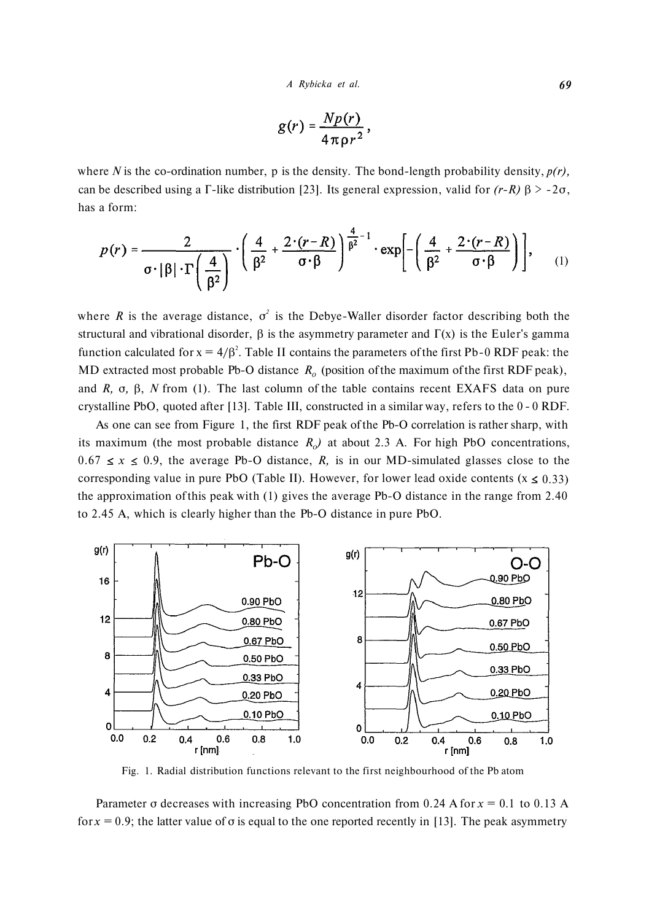$$g(r) = \frac{Np(r)}{4\pi\rho r^2},$$

where $N$ is the co-ordination number, ρ is the density. The bond-length probability density, $p(r)$, can be described using a Γ-like distribution [23]. Its general expression, valid for $(r-R)\,\beta > -2\sigma$, has a form:

$$p(r) = \frac{2}{\sigma \cdot |\beta| \cdot \Gamma\left(\frac{4}{\beta^2}\right)} \cdot \left(\frac{4}{\beta^2} + \frac{2\cdot(r-R)}{\sigma\cdot\beta}\right)^{\frac{4}{\beta^2}-1} \cdot \exp\left[-\left(\frac{4}{\beta^2} + \frac{2\cdot(r-R)}{\sigma\cdot\beta}\right)\right], \tag{1}$$

where $R$ is the average distance, $\sigma^2$ is the Debye-Waller disorder factor describing both the structural and vibrational disorder, β is the asymmetry parameter and Γ(x) is the Euler's gamma function calculated for $x = 4/\beta^2$. Table II contains the parameters of the first Pb-O RDF peak: the MD extracted most probable Pb-O distance $R_o$ (position of the maximum of the first RDF peak), and $R$, σ, β, $N$ from (1). The last column of the table contains recent EXAFS data on pure crystalline PbO, quoted after [13]. Table III, constructed in a similar way, refers to the O - O RDF.

As one can see from Figure 1, the first RDF peak of the Pb-O correlation is rather sharp, with its maximum (the most probable distance $R_o$) at about 2.3 A. For high PbO concentrations, $0.67 \le x \le 0.9$, the average Pb-O distance, $R$, is in our MD-simulated glasses close to the corresponding value in pure PbO (Table II). However, for lower lead oxide contents ($x \le 0.33$) the approximation of this peak with (1) gives the average Pb-O distance in the range from 2.40 to 2.45 A, which is clearly higher than the Pb-O distance in pure PbO.

Pb-O
g(r)
16
12
8
4
0
0.0 0.2 0.4 0.6 0.8 1.0
r [nm]
0.90 PbO
0.80 PbO
0.67 PbO
0.50 PbO
0.33 PbO
0.20 PbO
0.10 PbO

O-O
g(r)
12
8
4
0
0.0 0.2 0.4 0.6 0.8 1.0
r [nm]
0.90 PbO
0.80 PbO
0.67 PbO
0.50 PbO
0.33 PbO
0.20 PbO
0.10 PbO

Fig. 1. Radial distribution functions relevant to the first neighbourhood of the Pb atom

Parameter σ decreases with increasing PbO concentration from 0.24 A for $x = 0.1$ to 0.13 A for $x = 0.9$; the latter value of σ is equal to the one reported recently in [13]. The peak asymmetry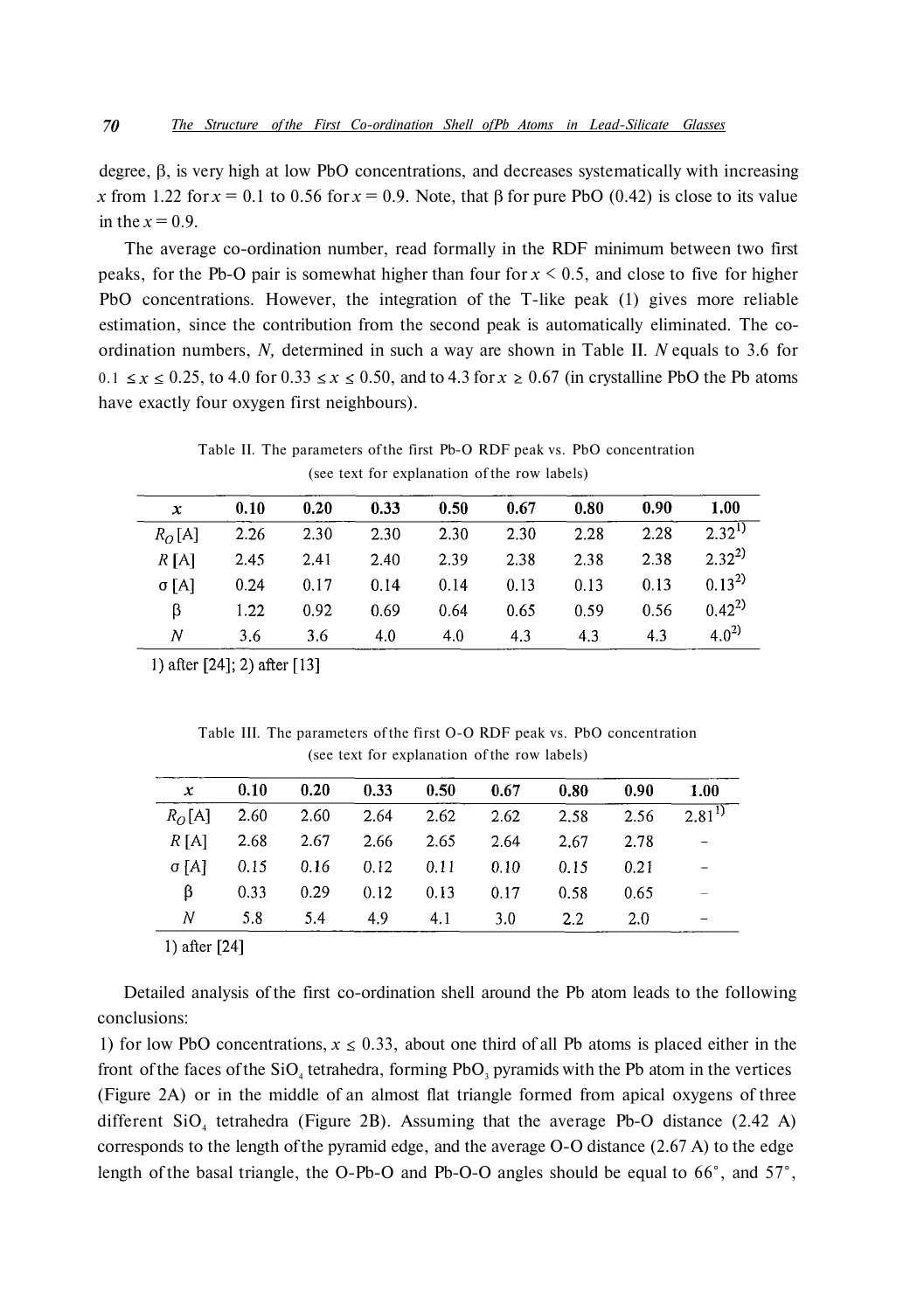degree, β, is very high at low PbO concentrations, and decreases systematically with increasing $x$ from 1.22 for $x = 0.1$ to 0.56 for $x = 0.9$. Note, that β for pure PbO (0.42) is close to its value in the $x = 0.9$.

The average co-ordination number, read formally in the RDF minimum between two first peaks, for the Pb-O pair is somewhat higher than four for $x < 0.5$, and close to five for higher PbO concentrations. However, the integration of the T-like peak (1) gives more reliable estimation, since the contribution from the second peak is automatically eliminated. The co-ordination numbers, $N$, determined in such a way are shown in Table II. $N$ equals to 3.6 for $0.1 \leq x \leq 0.25$, to 4.0 for $0.33 \leq x \leq 0.50$, and to 4.3 for $x \geq 0.67$ (in crystalline PbO the Pb atoms have exactly four oxygen first neighbours).

Table II. The parameters of the first Pb-O RDF peak vs. PbO concentration (see text for explanation of the row labels)

| $x$ | 0.10 | 0.20 | 0.33 | 0.50 | 0.67 | 0.80 | 0.90 | 1.00 |
|---|---|---|---|---|---|---|---|---|
| $R_O$ [A] | 2.26 | 2.30 | 2.30 | 2.30 | 2.30 | 2.28 | 2.28 | 2.32[1)] |
| $R$ [A] | 2.45 | 2.41 | 2.40 | 2.39 | 2.38 | 2.38 | 2.38 | 2.32[2)] |
| σ [A] | 0.24 | 0.17 | 0.14 | 0.14 | 0.13 | 0.13 | 0.13 | 0.13[2)] |
| β | 1.22 | 0.92 | 0.69 | 0.64 | 0.65 | 0.59 | 0.56 | 0.42[2)] |
| $N$ | 3.6 | 3.6 | 4.0 | 4.0 | 4.3 | 4.3 | 4.3 | 4.0[2)] |

1) after [24]; 2) after [13]

Table III. The parameters of the first O-O RDF peak vs. PbO concentration (see text for explanation of the row labels)

| $x$ | 0.10 | 0.20 | 0.33 | 0.50 | 0.67 | 0.80 | 0.90 | 1.00 |
|---|---|---|---|---|---|---|---|---|
| $R_O$ [A] | 2.60 | 2.60 | 2.64 | 2.62 | 2.62 | 2.58 | 2.56 | 2.81[1)] |
| $R$ [A] | 2.68 | 2.67 | 2.66 | 2.65 | 2.64 | 2.67 | 2.78 | - |
| σ [A] | 0.15 | 0.16 | 0.12 | 0.11 | 0.10 | 0.15 | 0.21 | - |
| β | 0.33 | 0.29 | 0.12 | 0.13 | 0.17 | 0.58 | 0.65 | - |
| $N$ | 5.8 | 5.4 | 4.9 | 4.1 | 3.0 | 2.2 | 2.0 | - |

1) after [24]

Detailed analysis of the first co-ordination shell around the Pb atom leads to the following conclusions:

1) for low PbO concentrations, $x \leq 0.33$, about one third of all Pb atoms is placed either in the front of the faces of the $SiO_4$ tetrahedra, forming $PbO_3$ pyramids with the Pb atom in the vertices (Figure 2A) or in the middle of an almost flat triangle formed from apical oxygens of three different $SiO_4$ tetrahedra (Figure 2B). Assuming that the average Pb-O distance (2.42 A) corresponds to the length of the pyramid edge, and the average O-O distance (2.67 A) to the edge length of the basal triangle, the O-Pb-O and Pb-O-O angles should be equal to 66°, and 57°,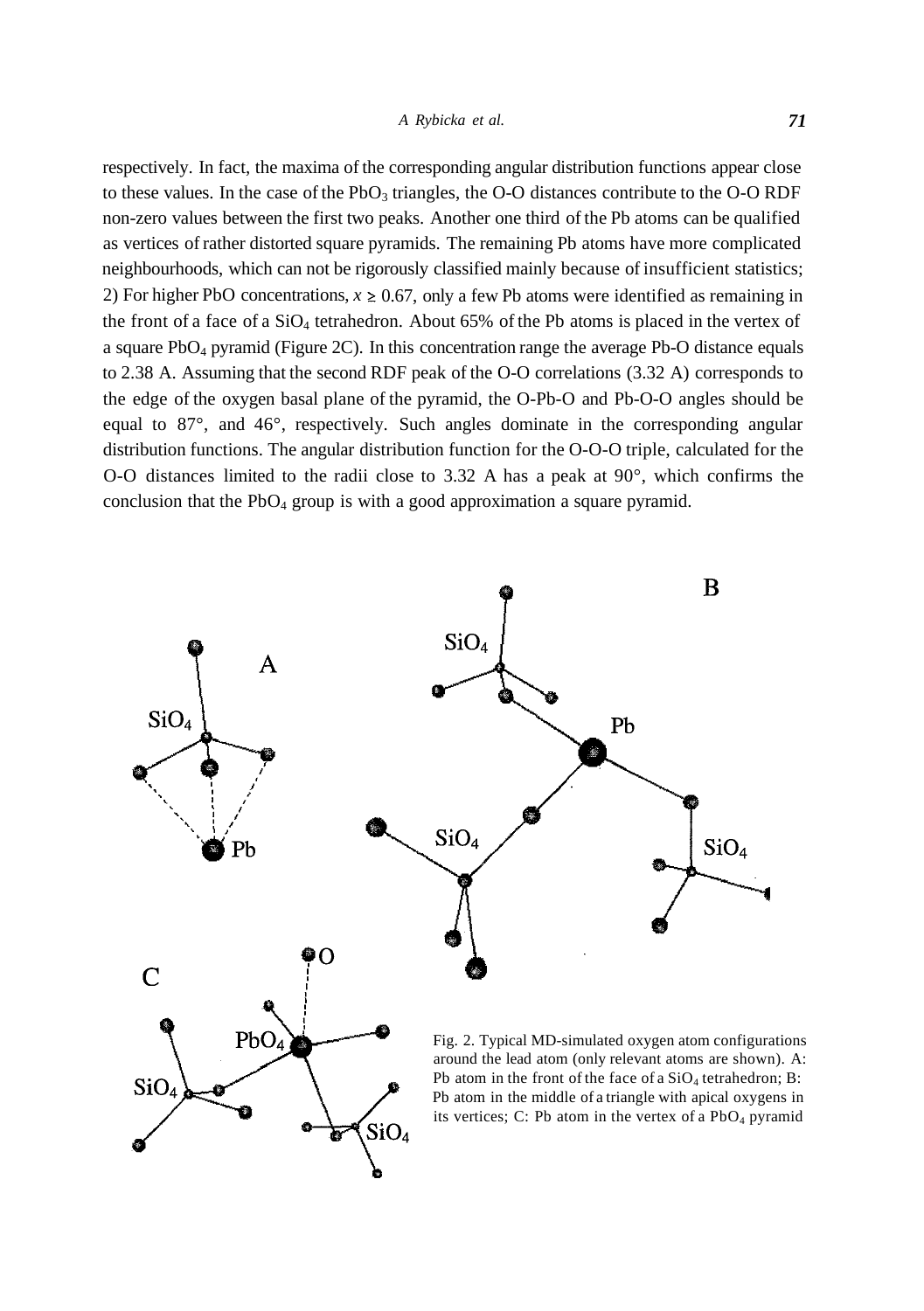respectively. In fact, the maxima of the corresponding angular distribution functions appear close to these values. In the case of the $PbO_3$ triangles, the O-O distances contribute to the O-O RDF non-zero values between the first two peaks. Another one third of the Pb atoms can be qualified as vertices of rather distorted square pyramids. The remaining Pb atoms have more complicated neighbourhoods, which can not be rigorously classified mainly because of insufficient statistics; 2) For higher PbO concentrations, $x \geq 0.67$, only a few Pb atoms were identified as remaining in the front of a face of a $SiO_4$ tetrahedron. About 65% of the Pb atoms is placed in the vertex of a square $PbO_4$ pyramid (Figure 2C). In this concentration range the average Pb-O distance equals to 2.38 A. Assuming that the second RDF peak of the O-O correlations (3.32 A) corresponds to the edge of the oxygen basal plane of the pyramid, the O-Pb-O and Pb-O-O angles should be equal to 87°, and 46°, respectively. Such angles dominate in the corresponding angular distribution functions. The angular distribution function for the O-O-O triple, calculated for the O-O distances limited to the radii close to 3.32 A has a peak at 90°, which confirms the conclusion that the $PbO_4$ group is with a good approximation a square pyramid.

A

$SiO_4$

Pb

B

$SiO_4$

Pb

$SiO_4$

$SiO_4$

C

O

$PbO_4$

$SiO_4$

$SiO_4$

Fig. 2. Typical MD-simulated oxygen atom configurations around the lead atom (only relevant atoms are shown). A: Pb atom in the front of the face of a $SiO_4$ tetrahedron; B: Pb atom in the middle of a triangle with apical oxygens in its vertices; C: Pb atom in the vertex of a $PbO_4$ pyramid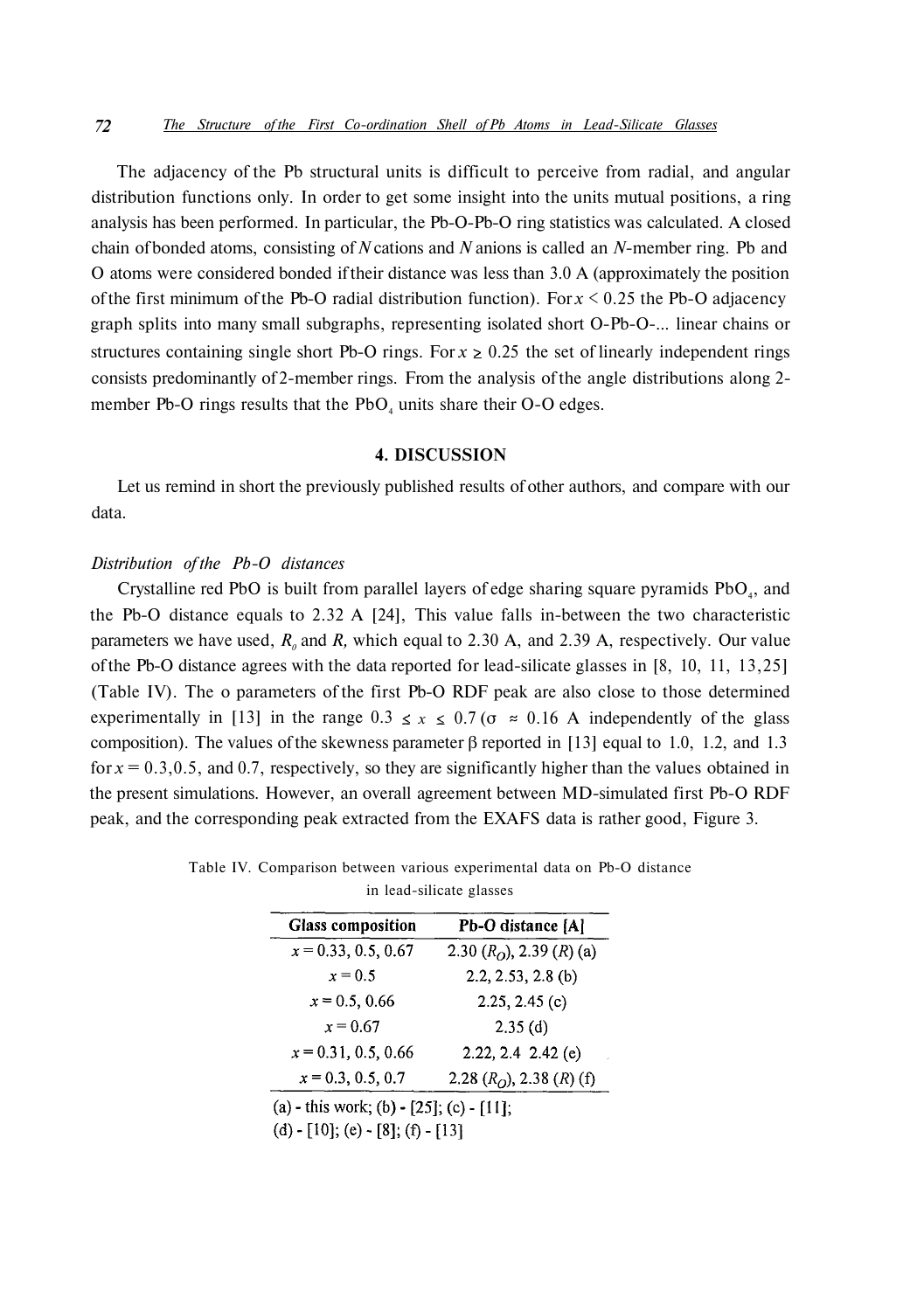The adjacency of the Pb structural units is difficult to perceive from radial, and angular distribution functions only. In order to get some insight into the units mutual positions, a ring analysis has been performed. In particular, the Pb-O-Pb-O ring statistics was calculated. A closed chain of bonded atoms, consisting of $N$ cations and $N$ anions is called an $N$-member ring. Pb and O atoms were considered bonded if their distance was less than 3.0 A (approximately the position of the first minimum of the Pb-O radial distribution function). For $x < 0.25$ the Pb-O adjacency graph splits into many small subgraphs, representing isolated short O-Pb-O-... linear chains or structures containing single short Pb-O rings. For $x \geq 0.25$ the set of linearly independent rings consists predominantly of 2-member rings. From the analysis of the angle distributions along 2-member Pb-O rings results that the $PbO_4$ units share their O-O edges.

## 4. DISCUSSION

Let us remind in short the previously published results of other authors, and compare with our data.

### *Distribution of the Pb-O distances*

Crystalline red PbO is built from parallel layers of edge sharing square pyramids $PbO_4$, and the Pb-O distance equals to 2.32 A [24], This value falls in-between the two characteristic parameters we have used, $R_0$ and $R$, which equal to 2.30 A, and 2.39 A, respectively. Our value of the Pb-O distance agrees with the data reported for lead-silicate glasses in [8, 10, 11, 13,25] (Table IV). The σ parameters of the first Pb-O RDF peak are also close to those determined experimentally in [13] in the range $0.3 \leq x \leq 0.7$ ($\sigma \approx 0.16$ A independently of the glass composition). The values of the skewness parameter β reported in [13] equal to 1.0, 1.2, and 1.3 for $x = 0.3, 0.5$, and 0.7, respectively, so they are significantly higher than the values obtained in the present simulations. However, an overall agreement between MD-simulated first Pb-O RDF peak, and the corresponding peak extracted from the EXAFS data is rather good, Figure 3.

Table IV. Comparison between various experimental data on Pb-O distance in lead-silicate glasses

| Glass composition | Pb-O distance [A] |
|---|---|
| $x = 0.33, 0.5, 0.67$ | 2.30 ($R_O$), 2.39 ($R$) (a) |
| $x = 0.5$ | 2.2, 2.53, 2.8 (b) |
| $x = 0.5, 0.66$ | 2.25, 2.45 (c) |
| $x = 0.67$ | 2.35 (d) |
| $x = 0.31, 0.5, 0.66$ | 2.22, 2.4 2.42 (e) |
| $x = 0.3, 0.5, 0.7$ | 2.28 ($R_O$), 2.38 ($R$) (f) |

(a) - this work; (b) - [25]; (c) - [11];
(d) - [10]; (e) - [8]; (f) - [13]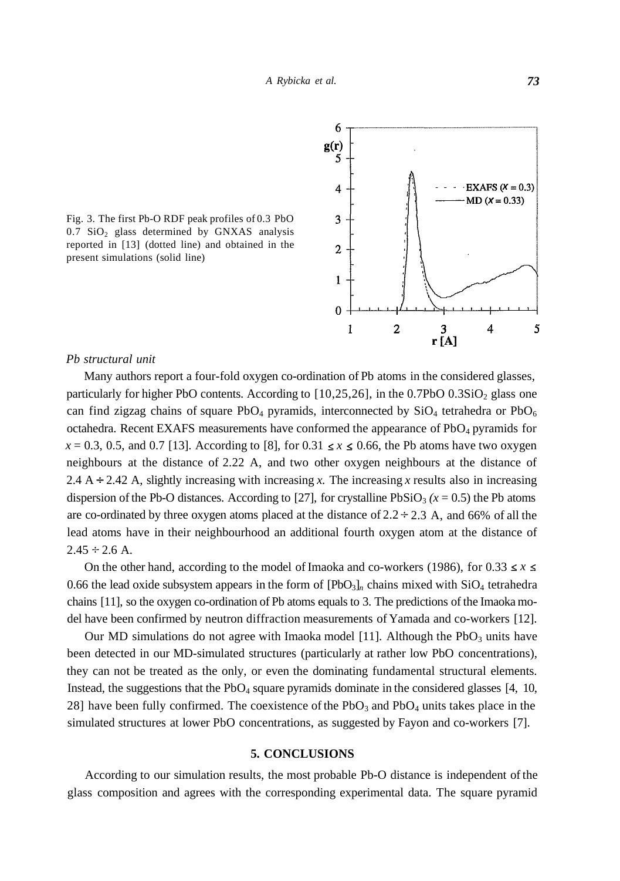6

g(r)

5

4

3

2

1

0

1 2 3 4 5

r [A]

- - - EXAFS ($X$ = 0.3)

——— MD ($X$ = 0.33)

Fig. 3. The first Pb-O RDF peak profiles of 0.3 PbO 0.7 $SiO_2$ glass determined by GNXAS analysis reported in [13] (dotted line) and obtained in the present simulations (solid line)

*Pb structural unit*

Many authors report a four-fold oxygen co-ordination of Pb atoms in the considered glasses, particularly for higher PbO contents. According to [10,25,26], in the 0.7PbO $0.3SiO_2$ glass one can find zigzag chains of square $PbO_4$ pyramids, interconnected by $SiO_4$ tetrahedra or $PbO_6$ octahedra. Recent EXAFS measurements have conformed the appearance of $PbO_4$ pyramids for $x = 0.3$, 0.5, and 0.7 [13]. According to [8], for $0.31 \leq x \leq 0.66$, the Pb atoms have two oxygen neighbours at the distance of 2.22 A, and two other oxygen neighbours at the distance of 2.4 A $\div$ 2.42 A, slightly increasing with increasing $x$. The increasing $x$ results also in increasing dispersion of the Pb-O distances. According to [27], for crystalline $PbSiO_3$ ($x = 0.5$) the Pb atoms are co-ordinated by three oxygen atoms placed at the distance of 2.2 $\div$ 2.3 A, and 66% of all the lead atoms have in their neighbourhood an additional fourth oxygen atom at the distance of 2.45 $\div$ 2.6 A.

On the other hand, according to the model of Imaoka and co-workers (1986), for $0.33 \leq x \leq 0.66$ the lead oxide subsystem appears in the form of $[PbO_3]_n$ chains mixed with $SiO_4$ tetrahedra chains [11], so the oxygen co-ordination of Pb atoms equals to 3. The predictions of the Imaoka model have been confirmed by neutron diffraction measurements of Yamada and co-workers [12].

Our MD simulations do not agree with Imaoka model [11]. Although the $PbO_3$ units have been detected in our MD-simulated structures (particularly at rather low PbO concentrations), they can not be treated as the only, or even the dominating fundamental structural elements. Instead, the suggestions that the $PbO_4$ square pyramids dominate in the considered glasses [4, 10, 28] have been fully confirmed. The coexistence of the $PbO_3$ and $PbO_4$ units takes place in the simulated structures at lower PbO concentrations, as suggested by Fayon and co-workers [7].

## 5. CONCLUSIONS

According to our simulation results, the most probable Pb-O distance is independent of the glass composition and agrees with the corresponding experimental data. The square pyramid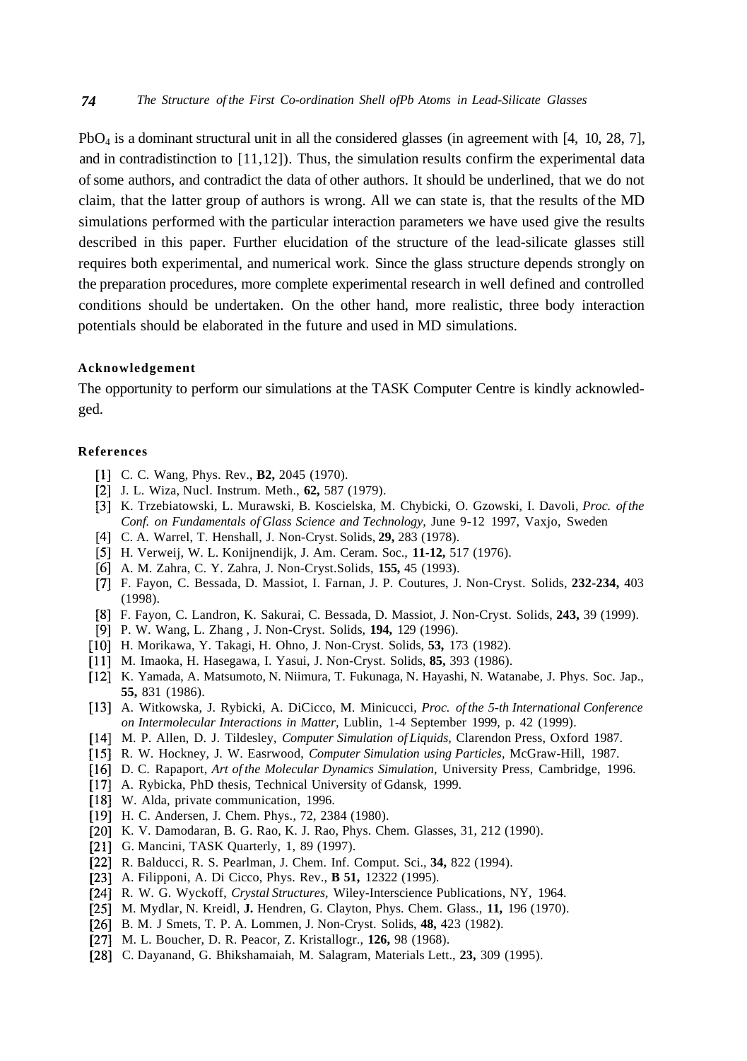$PbO_4$ is a dominant structural unit in all the considered glasses (in agreement with [4, 10, 28, 7], and in contradistinction to [11,12]). Thus, the simulation results confirm the experimental data of some authors, and contradict the data of other authors. It should be underlined, that we do not claim, that the latter group of authors is wrong. All we can state is, that the results of the MD simulations performed with the particular interaction parameters we have used give the results described in this paper. Further elucidation of the structure of the lead-silicate glasses still requires both experimental, and numerical work. Since the glass structure depends strongly on the preparation procedures, more complete experimental research in well defined and controlled conditions should be undertaken. On the other hand, more realistic, three body interaction potentials should be elaborated in the future and used in MD simulations.

#### Acknowledgement

The opportunity to perform our simulations at the TASK Computer Centre is kindly acknowledged.

#### References

[1] C. C. Wang, Phys. Rev., **B2,** 2045 (1970).
[2] J. L. Wiza, Nucl. Instrum. Meth., **62,** 587 (1979).
[3] K. Trzebiatowski, L. Murawski, B. Koscielska, M. Chybicki, O. Gzowski, I. Davoli, *Proc. of the Conf. on Fundamentals of Glass Science and Technology,* June 9-12 1997, Vaxjo, Sweden
[4] C. A. Warrel, T. Henshall, J. Non-Cryst. Solids, **29,** 283 (1978).
[5] H. Verweij, W. L. Konijnendijk, J. Am. Ceram. Soc., **11-12,** 517 (1976).
[6] A. M. Zahra, C. Y. Zahra, J. Non-Cryst.Solids, **155,** 45 (1993).
[7] F. Fayon, C. Bessada, D. Massiot, I. Farnan, J. P. Coutures, J. Non-Cryst. Solids, **232-234,** 403 (1998).
[8] F. Fayon, C. Landron, K. Sakurai, C. Bessada, D. Massiot, J. Non-Cryst. Solids, **243,** 39 (1999).
[9] P. W. Wang, L. Zhang , J. Non-Cryst. Solids, **194,** 129 (1996).
[10] H. Morikawa, Y. Takagi, H. Ohno, J. Non-Cryst. Solids, **53,** 173 (1982).
[11] M. Imaoka, H. Hasegawa, I. Yasui, J. Non-Cryst. Solids, **85,** 393 (1986).
[12] K. Yamada, A. Matsumoto, N. Niimura, T. Fukunaga, N. Hayashi, N. Watanabe, J. Phys. Soc. Jap., **55,** 831 (1986).
[13] A. Witkowska, J. Rybicki, A. DiCicco, M. Minicucci, *Proc. of the 5-th International Conference on Intermolecular Interactions in Matter,* Lublin, 1-4 September 1999, p. 42 (1999).
[14] M. P. Allen, D. J. Tildesley, *Computer Simulation of Liquids,* Clarendon Press, Oxford 1987.
[15] R. W. Hockney, J. W. Easrwood, *Computer Simulation using Particles,* McGraw-Hill, 1987.
[16] D. C. Rapaport, *Art of the Molecular Dynamics Simulation,* University Press, Cambridge, 1996.
[17] A. Rybicka, PhD thesis, Technical University of Gdansk, 1999.
[18] W. Alda, private communication, 1996.
[19] H. C. Andersen, J. Chem. Phys., 72, 2384 (1980).
[20] K. V. Damodaran, B. G. Rao, K. J. Rao, Phys. Chem. Glasses, 31, 212 (1990).
[21] G. Mancini, TASK Quarterly, 1, 89 (1997).
[22] R. Balducci, R. S. Pearlman, J. Chem. Inf. Comput. Sci., **34,** 822 (1994).
[23] A. Filipponi, A. Di Cicco, Phys. Rev., **B 51,** 12322 (1995).
[24] R. W. G. Wyckoff, *Crystal Structures,* Wiley-Interscience Publications, NY, 1964.
[25] M. Mydlar, N. Kreidl, **J.** Hendren, G. Clayton, Phys. Chem. Glass., **11,** 196 (1970).
[26] B. M. J Smets, T. P. A. Lommen, J. Non-Cryst. Solids, **48,** 423 (1982).
[27] M. L. Boucher, D. R. Peacor, Z. Kristallogr., **126,** 98 (1968).
[28] C. Dayanand, G. Bhikshamaiah, M. Salagram, Materials Lett., **23,** 309 (1995).